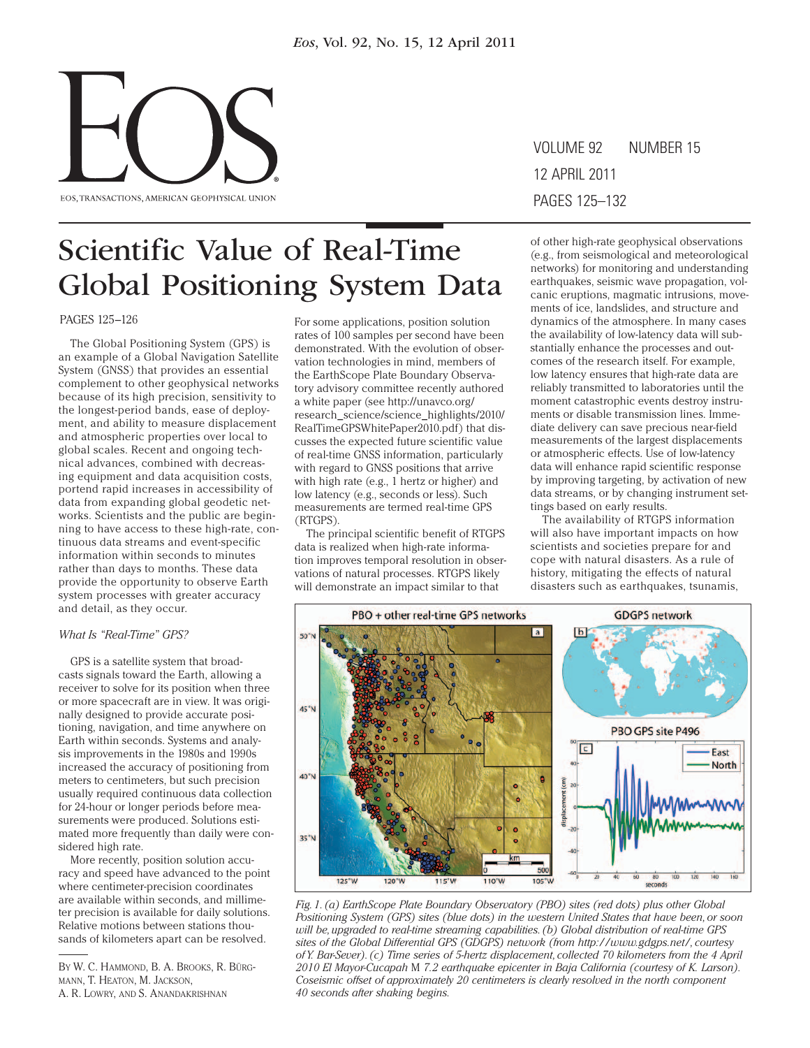# Scientific Value of Real-Time Global Positioning System Data

PAGES 125–126

The Global Positioning System (GPS) is an example of a Global Navigation Satellite System (GNSS) that provides an essential complement to other geophysical networks because of its high precision, sensitivity to the longest-period bands, ease of deployment, and ability to measure displacement and atmospheric properties over local to global scales. Recent and ongoing technical advances, combined with decreasing equipment and data acquisition costs, portend rapid increases in accessibility of data from expanding global geodetic networks. Scientists and the public are beginning to have access to these high-rate, continuous data streams and event-specific information within seconds to minutes rather than days to months. These data provide the opportunity to observe Earth system processes with greater accuracy and detail, as they occur.

### *What Is "Real-Time" GPS?*

GPS is a satellite system that broadcasts signals toward the Earth, allowing a receiver to solve for its position when three or more spacecraft are in view. It was originally designed to provide accurate positioning, navigation, and time anywhere on Earth within seconds. Systems and analysis improvements in the 1980s and 1990s increased the accuracy of positioning from meters to centimeters, but such precision usually required continuous data collection for 24-hour or longer periods before measurements were produced. Solutions estimated more frequently than daily were considered high rate.

More recently, position solution accuracy and speed have advanced to the point where centimeter-precision coordinates are available within seconds, and millimeter precision is available for daily solutions. Relative motions between stations thousands of kilometers apart can be resolved. For some applications, position solution rates of 100 samples per second have been demonstrated. With the evolution of observation technologies in mind, members of the EarthScope Plate Boundary Observatory advisory committee recently authored a white paper (see http://unavco.org/research_science/science_highlights/2010/RealTimeGPSWhitePaper2010.pdf) that discusses the expected future scientific value of real-time GNSS information, particularly with regard to GNSS positions that arrive with high rate (e.g., 1 hertz or higher) and low latency (e.g., seconds or less). Such measurements are termed real-time GPS (RTGPS).

The principal scientific benefit of RTGPS data is realized when high-rate information improves temporal resolution in observations of natural processes. RTGPS likely will demonstrate an impact similar to that of other high-rate geophysical observations (e.g., from seismological and meteorological networks) for monitoring and understanding earthquakes, seismic wave propagation, volcanic eruptions, magmatic intrusions, movements of ice, landslides, and structure and dynamics of the atmosphere. In many cases the availability of low-latency data will substantially enhance the processes and outcomes of the research itself. For example, low latency ensures that high-rate data are reliably transmitted to laboratories until the moment catastrophic events destroy instruments or disable transmission lines. Immediate delivery can save precious near-field measurements of the largest displacements or atmospheric effects. Use of low-latency data will enhance rapid scientific response by improving targeting, by activation of new data streams, or by changing instrument settings based on early results.

The availability of RTGPS information will also have important impacts on how scientists and societies prepare for and cope with natural disasters. As a rule of history, mitigating the effects of natural disasters such as earthquakes, tsunamis,

Fig. 1. (a) EarthScope Plate Boundary Observatory (PBO) sites (red dots) plus other Global Positioning System (GPS) sites (blue dots) in the western United States that have been, or soon will be, upgraded to real-time streaming capabilities. (b) Global distribution of real-time GPS sites of the Global Differential GPS (GDGPS) network (from http://www.gdgps.net/, courtesy of Y. Bar-Sever). (c) Time series of 5-hertz displacement, collected 70 kilometers from the 4 April 2010 El Mayor-Cucapah M 7.2 earthquake epicenter in Baja California (courtesy of K. Larson). Coseismic offset of approximately 20 centimeters is clearly resolved in the north component 40 seconds after shaking begins.

---

By W. C. Hammond, B. A. Brooks, R. Bürgmann, T. Heaton, M. Jackson, A. R. Lowry, and S. Anandakrishnan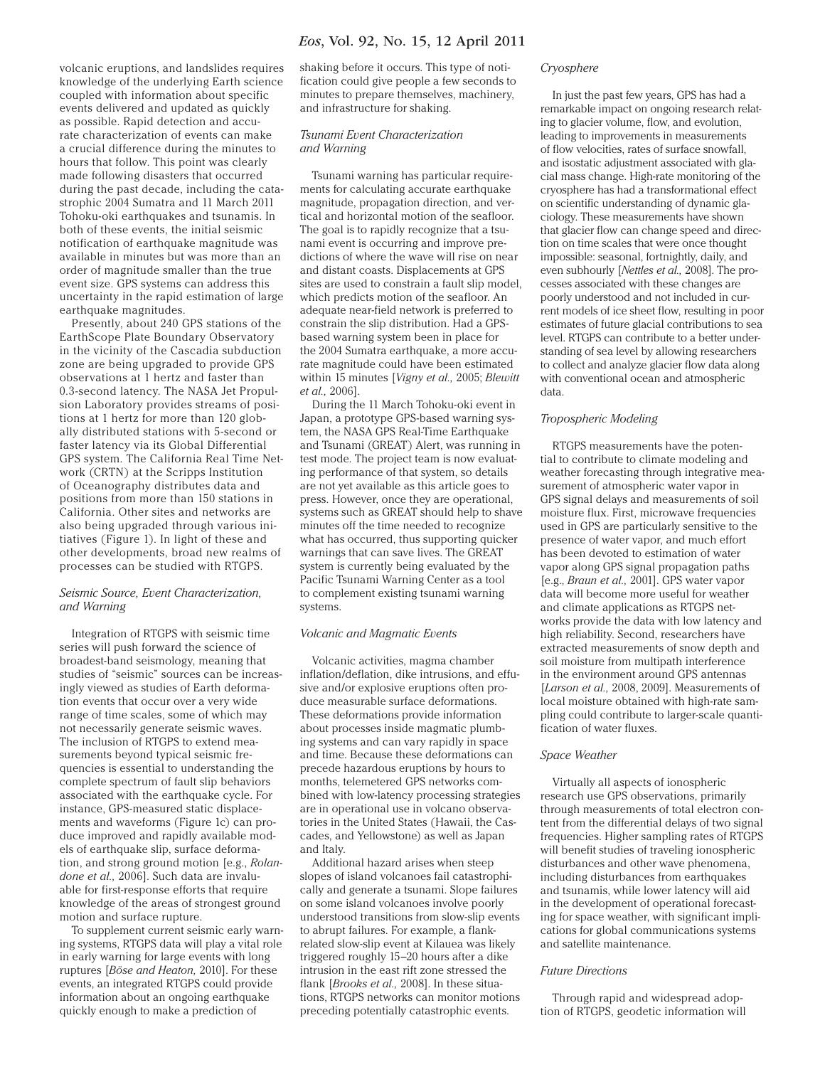volcanic eruptions, and landslides requires knowledge of the underlying Earth science coupled with information about specific events delivered and updated as quickly as possible. Rapid detection and accurate characterization of events can make a crucial difference during the minutes to hours that follow. This point was clearly made following disasters that occurred during the past decade, including the catastrophic 2004 Sumatra and 11 March 2011 Tohoku-oki earthquakes and tsunamis. In both of these events, the initial seismic notification of earthquake magnitude was available in minutes but was more than an order of magnitude smaller than the true event size. GPS systems can address this uncertainty in the rapid estimation of large earthquake magnitudes.

Presently, about 240 GPS stations of the EarthScope Plate Boundary Observatory in the vicinity of the Cascadia subduction zone are being upgraded to provide GPS observations at 1 hertz and faster than 0.3-second latency. The NASA Jet Propulsion Laboratory provides streams of positions at 1 hertz for more than 120 globally distributed stations with 5-second or faster latency via its Global Differential GPS system. The California Real Time Network (CRTN) at the Scripps Institution of Oceanography distributes data and positions from more than 150 stations in California. Other sites and networks are also being upgraded through various initiatives (Figure 1). In light of these and other developments, broad new realms of processes can be studied with RTGPS.

### *Seismic Source, Event Characterization, and Warning*

Integration of RTGPS with seismic time series will push forward the science of broadest-band seismology, meaning that studies of "seismic" sources can be increasingly viewed as studies of Earth deformation events that occur over a very wide range of time scales, some of which may not necessarily generate seismic waves. The inclusion of RTGPS to extend measurements beyond typical seismic frequencies is essential to understanding the complete spectrum of fault slip behaviors associated with the earthquake cycle. For instance, GPS-measured static displacements and waveforms (Figure 1c) can produce improved and rapidly available models of earthquake slip, surface deformation, and strong ground motion [e.g., *Rolandone et al.,* 2006]. Such data are invaluable for first-response efforts that require knowledge of the areas of strongest ground motion and surface rupture.

To supplement current seismic early warning systems, RTGPS data will play a vital role in early warning for large events with long ruptures [*Böse and Heaton,* 2010]. For these events, an integrated RTGPS could provide information about an ongoing earthquake quickly enough to make a prediction of shaking before it occurs. This type of notification could give people a few seconds to minutes to prepare themselves, machinery, and infrastructure for shaking.

### *Tsunami Event Characterization and Warning*

Tsunami warning has particular requirements for calculating accurate earthquake magnitude, propagation direction, and vertical and horizontal motion of the seafloor. The goal is to rapidly recognize that a tsunami event is occurring and improve predictions of where the wave will rise on near and distant coasts. Displacements at GPS sites are used to constrain a fault slip model, which predicts motion of the seafloor. An adequate near-field network is preferred to constrain the slip distribution. Had a GPS-based warning system been in place for the 2004 Sumatra earthquake, a more accurate magnitude could have been estimated within 15 minutes [*Vigny et al.,* 2005; *Blewitt et al.,* 2006].

During the 11 March Tohoku-oki event in Japan, a prototype GPS-based warning system, the NASA GPS Real-Time Earthquake and Tsunami (GREAT) Alert, was running in test mode. The project team is now evaluating performance of that system, so details are not yet available as this article goes to press. However, once they are operational, systems such as GREAT should help to shave minutes off the time needed to recognize what has occurred, thus supporting quicker warnings that can save lives. The GREAT system is currently being evaluated by the Pacific Tsunami Warning Center as a tool to complement existing tsunami warning systems.

### *Volcanic and Magmatic Events*

Volcanic activities, magma chamber inflation/deflation, dike intrusions, and effusive and/or explosive eruptions often produce measurable surface deformations. These deformations provide information about processes inside magmatic plumbing systems and can vary rapidly in space and time. Because these deformations can precede hazardous eruptions by hours to months, telemetered GPS networks combined with low-latency processing strategies are in operational use in volcano observatories in the United States (Hawaii, the Cascades, and Yellowstone) as well as Japan and Italy.

Additional hazard arises when steep slopes of island volcanoes fail catastrophically and generate a tsunami. Slope failures on some island volcanoes involve poorly understood transitions from slow-slip events to abrupt failures. For example, a flank-related slow-slip event at Kilauea was likely triggered roughly 15–20 hours after a dike intrusion in the east rift zone stressed the flank [*Brooks et al.,* 2008]. In these situations, RTGPS networks can monitor motions preceding potentially catastrophic events.

### *Cryosphere*

In just the past few years, GPS has had a remarkable impact on ongoing research relating to glacier volume, flow, and evolution, leading to improvements in measurements of flow velocities, rates of surface snowfall, and isostatic adjustment associated with glacial mass change. High-rate monitoring of the cryosphere has had a transformational effect on scientific understanding of dynamic glaciology. These measurements have shown that glacier flow can change speed and direction on time scales that were once thought impossible: seasonal, fortnightly, daily, and even subhourly [*Nettles et al.,* 2008]. The processes associated with these changes are poorly understood and not included in current models of ice sheet flow, resulting in poor estimates of future glacial contributions to sea level. RTGPS can contribute to a better understanding of sea level by allowing researchers to collect and analyze glacier flow data along with conventional ocean and atmospheric data.

### *Tropospheric Modeling*

RTGPS measurements have the potential to contribute to climate modeling and weather forecasting through integrative measurement of atmospheric water vapor in GPS signal delays and measurements of soil moisture flux. First, microwave frequencies used in GPS are particularly sensitive to the presence of water vapor, and much effort has been devoted to estimation of water vapor along GPS signal propagation paths [e.g., *Braun et al.,* 2001]. GPS water vapor data will become more useful for weather and climate applications as RTGPS networks provide the data with low latency and high reliability. Second, researchers have extracted measurements of snow depth and soil moisture from multipath interference in the environment around GPS antennas [*Larson et al.,* 2008, 2009]. Measurements of local moisture obtained with high-rate sampling could contribute to larger-scale quantification of water fluxes.

### *Space Weather*

Virtually all aspects of ionospheric research use GPS observations, primarily through measurements of total electron content from the differential delays of two signal frequencies. Higher sampling rates of RTGPS will benefit studies of traveling ionospheric disturbances and other wave phenomena, including disturbances from earthquakes and tsunamis, while lower latency will aid in the development of operational forecasting for space weather, with significant implications for global communications systems and satellite maintenance.

### *Future Directions*

Through rapid and widespread adoption of RTGPS, geodetic information will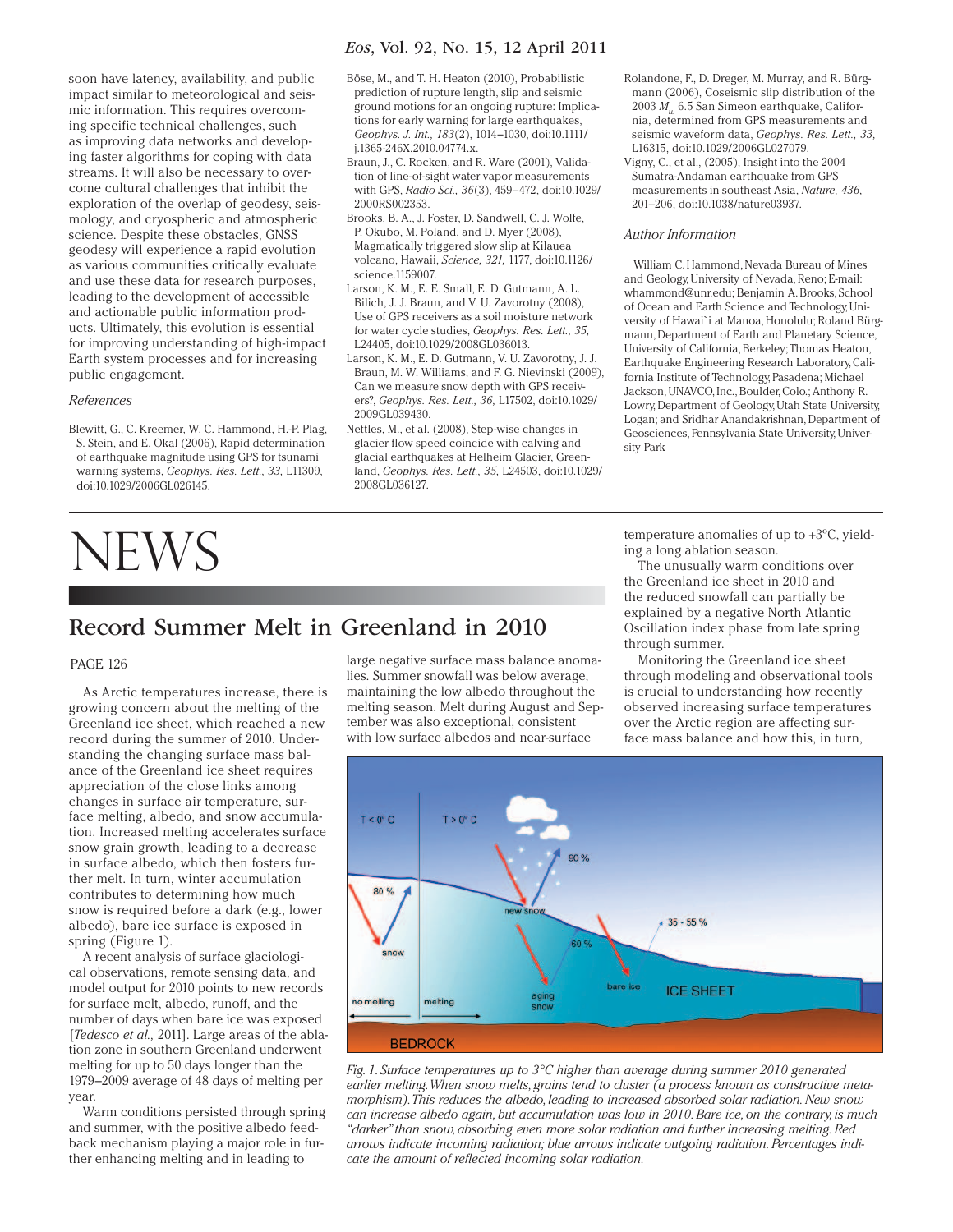soon have latency, availability, and public impact similar to meteorological and seismic information. This requires overcoming specific technical challenges, such as improving data networks and developing faster algorithms for coping with data streams. It will also be necessary to overcome cultural challenges that inhibit the exploration of the overlap of geodesy, seismology, and cryospheric and atmospheric science. Despite these obstacles, GNSS geodesy will experience a rapid evolution as various communities critically evaluate and use these data for research purposes, leading to the development of accessible and actionable public information products. Ultimately, this evolution is essential for improving understanding of high-impact Earth system processes and for increasing public engagement.

### References

Blewitt, G., C. Kreemer, W. C. Hammond, H.-P. Plag, S. Stein, and E. Okal (2006), Rapid determination of earthquake magnitude using GPS for tsunami warning systems, *Geophys. Res. Lett., 33,* L11309, doi:10.1029/2006GL026145.

Böse, M., and T. H. Heaton (2010), Probabilistic prediction of rupture length, slip and seismic ground motions for an ongoing rupture: Implications for early warning for large earthquakes, *Geophys. J. Int., 183*(2), 1014–1030, doi:10.1111/j.1365-246X.2010.04774.x.

Braun, J., C. Rocken, and R. Ware (2001), Validation of line-of-sight water vapor measurements with GPS, *Radio Sci., 36*(3), 459–472, doi:10.1029/2000RS002353.

Brooks, B. A., J. Foster, D. Sandwell, C. J. Wolfe, P. Okubo, M. Poland, and D. Myer (2008), Magmatically triggered slow slip at Kilauea volcano, Hawaii, *Science, 321,* 1177, doi:10.1126/science.1159007.

Larson, K. M., E. E. Small, E. D. Gutmann, A. L. Bilich, J. J. Braun, and V. U. Zavorotny (2008), Use of GPS receivers as a soil moisture network for water cycle studies, *Geophys. Res. Lett., 35,* L24405, doi:10.1029/2008GL036013.

Larson, K. M., E. D. Gutmann, V. U. Zavorotny, J. J. Braun, M. W. Williams, and F. G. Nievinski (2009), Can we measure snow depth with GPS receivers?, *Geophys. Res. Lett., 36,* L17502, doi:10.1029/2009GL039430.

Nettles, M., et al. (2008), Step-wise changes in glacier flow speed coincide with calving and glacial earthquakes at Helheim Glacier, Greenland, *Geophys. Res. Lett., 35,* L24503, doi:10.1029/2008GL036127.

Rolandone, F., D. Dreger, M. Murray, and R. Bürgmann (2006), Coseismic slip distribution of the 2003 $M_w$ 6.5 San Simeon earthquake, California, determined from GPS measurements and seismic waveform data, *Geophys. Res. Lett., 33,* L16315, doi:10.1029/2006GL027079.

Vigny, C., et al., (2005), Insight into the 2004 Sumatra-Andaman earthquake from GPS measurements in southeast Asia, *Nature, 436,* 201–206, doi:10.1038/nature03937.

### Author Information

William C. Hammond, Nevada Bureau of Mines and Geology, University of Nevada, Reno; E-mail: whammond@unr.edu; Benjamin A. Brooks, School of Ocean and Earth Science and Technology, University of Hawai`i at Manoa, Honolulu; Roland Bürgmann, Department of Earth and Planetary Science, University of California, Berkeley; Thomas Heaton, Earthquake Engineering Research Laboratory, California Institute of Technology, Pasadena; Michael Jackson, UNAVCO, Inc., Boulder, Colo.; Anthony R. Lowry, Department of Geology, Utah State University, Logan; and Sridhar Anandakrishnan, Department of Geosciences, Pennsylvania State University, University Park

# NEWS

## Record Summer Melt in Greenland in 2010

PAGE 126

As Arctic temperatures increase, there is growing concern about the melting of the Greenland ice sheet, which reached a new record during the summer of 2010. Understanding the changing surface mass balance of the Greenland ice sheet requires appreciation of the close links among changes in surface air temperature, surface melting, albedo, and snow accumulation. Increased melting accelerates surface snow grain growth, leading to a decrease in surface albedo, which then fosters further melt. In turn, winter accumulation contributes to determining how much snow is required before a dark (e.g., lower albedo), bare ice surface is exposed in spring (Figure 1).

A recent analysis of surface glaciological observations, remote sensing data, and model output for 2010 points to new records for surface melt, albedo, runoff, and the number of days when bare ice was exposed [*Tedesco et al.,* 2011]. Large areas of the ablation zone in southern Greenland underwent melting for up to 50 days longer than the 1979–2009 average of 48 days of melting per year.

Warm conditions persisted through spring and summer, with the positive albedo feedback mechanism playing a major role in further enhancing melting and in leading to large negative surface mass balance anomalies. Summer snowfall was below average, maintaining the low albedo throughout the melting season. Melt during August and September was also exceptional, consistent with low surface albedos and near-surface temperature anomalies of up to +3°C, yielding a long ablation season.

The unusually warm conditions over the Greenland ice sheet in 2010 and the reduced snowfall can partially be explained by a negative North Atlantic Oscillation index phase from late spring through summer.

Monitoring the Greenland ice sheet through modeling and observational tools is crucial to understanding how recently observed increasing surface temperatures over the Arctic region are affecting surface mass balance and how this, in turn,

T < 0° C
T > 0° C
90 %
80 %
new snow
35 - 55 %
60 %
snow
bare ice
ICE SHEET
no melting
melting
aging snow
BEDROCK

*Fig. 1. Surface temperatures up to 3°C higher than average during summer 2010 generated earlier melting. When snow melts, grains tend to cluster (a process known as constructive metamorphism). This reduces the albedo, leading to increased absorbed solar radiation. New snow can increase albedo again, but accumulation was low in 2010. Bare ice, on the contrary, is much "darker" than snow, absorbing even more solar radiation and further increasing melting. Red arrows indicate incoming radiation; blue arrows indicate outgoing radiation. Percentages indicate the amount of reflected incoming solar radiation.*